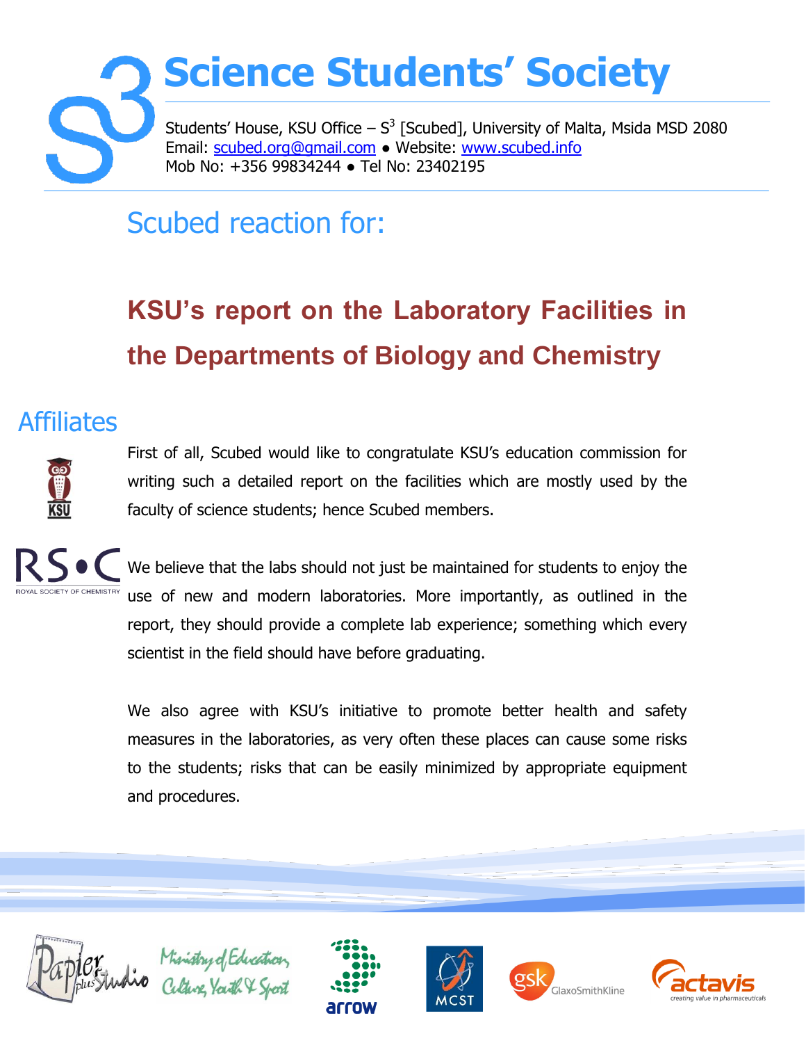# Science Students' Society

Students' House, KSU Office – $S^3$ [Scubed], University of Malta, Msida MSD 2080
Email: scubed.org@gmail.com • Website: www.scubed.info
Mob No: +356 99834244 • Tel No: 23402195

## Scubed reaction for:

## KSU's report on the Laboratory Facilities in the Departments of Biology and Chemistry

### Affiliates

First of all, Scubed would like to congratulate KSU's education commission for writing such a detailed report on the facilities which are mostly used by the faculty of science students; hence Scubed members.

We believe that the labs should not just be maintained for students to enjoy the use of new and modern laboratories. More importantly, as outlined in the report, they should provide a complete lab experience; something which every scientist in the field should have before graduating.

We also agree with KSU's initiative to promote better health and safety measures in the laboratories, as very often these places can cause some risks to the students; risks that can be easily minimized by appropriate equipment and procedures.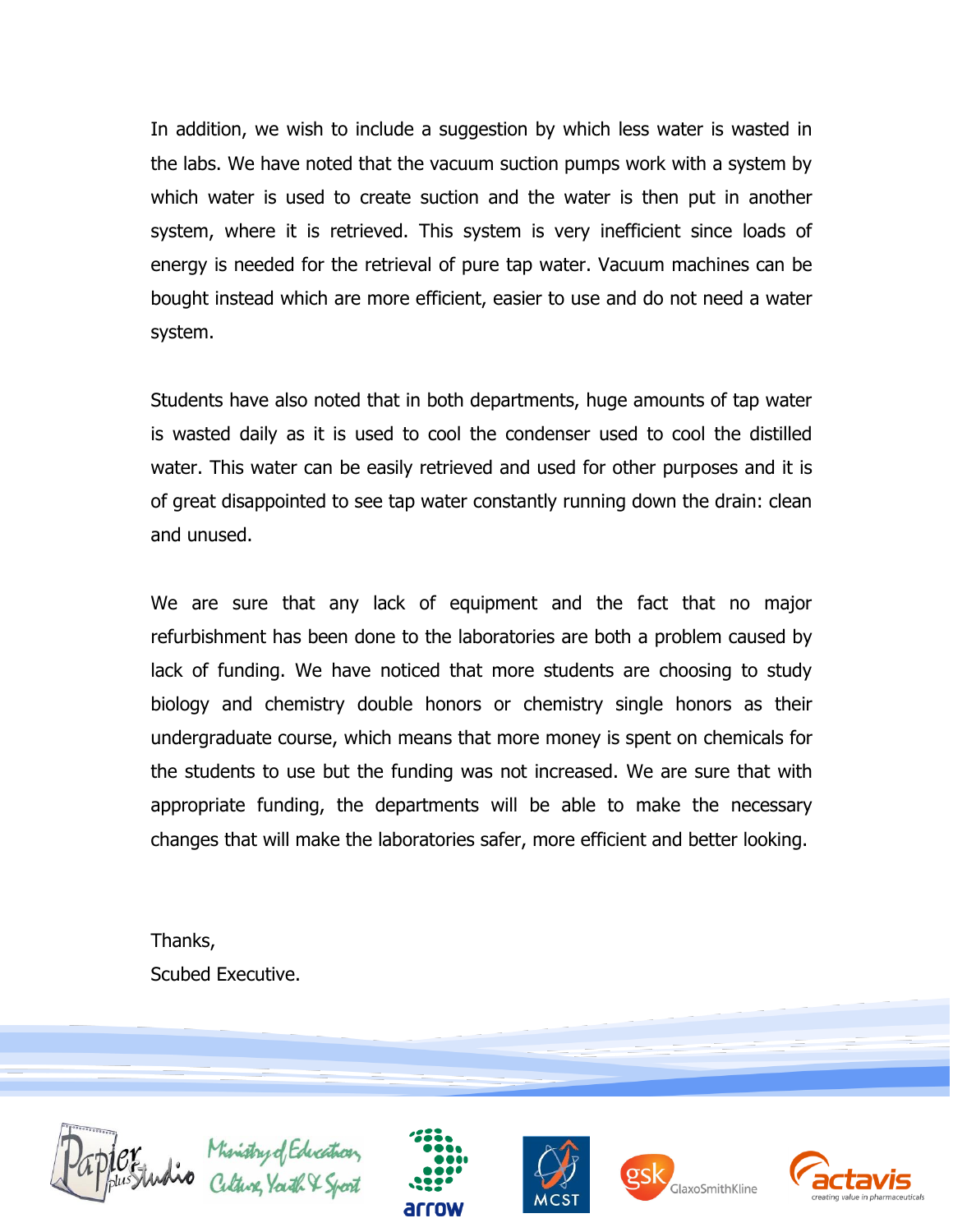In addition, we wish to include a suggestion by which less water is wasted in the labs. We have noted that the vacuum suction pumps work with a system by which water is used to create suction and the water is then put in another system, where it is retrieved. This system is very inefficient since loads of energy is needed for the retrieval of pure tap water. Vacuum machines can be bought instead which are more efficient, easier to use and do not need a water system.

Students have also noted that in both departments, huge amounts of tap water is wasted daily as it is used to cool the condenser used to cool the distilled water. This water can be easily retrieved and used for other purposes and it is of great disappointed to see tap water constantly running down the drain: clean and unused.

We are sure that any lack of equipment and the fact that no major refurbishment has been done to the laboratories are both a problem caused by lack of funding. We have noticed that more students are choosing to study biology and chemistry double honors or chemistry single honors as their undergraduate course, which means that more money is spent on chemicals for the students to use but the funding was not increased. We are sure that with appropriate funding, the departments will be able to make the necessary changes that will make the laboratories safer, more efficient and better looking.

Thanks,
Scubed Executive.